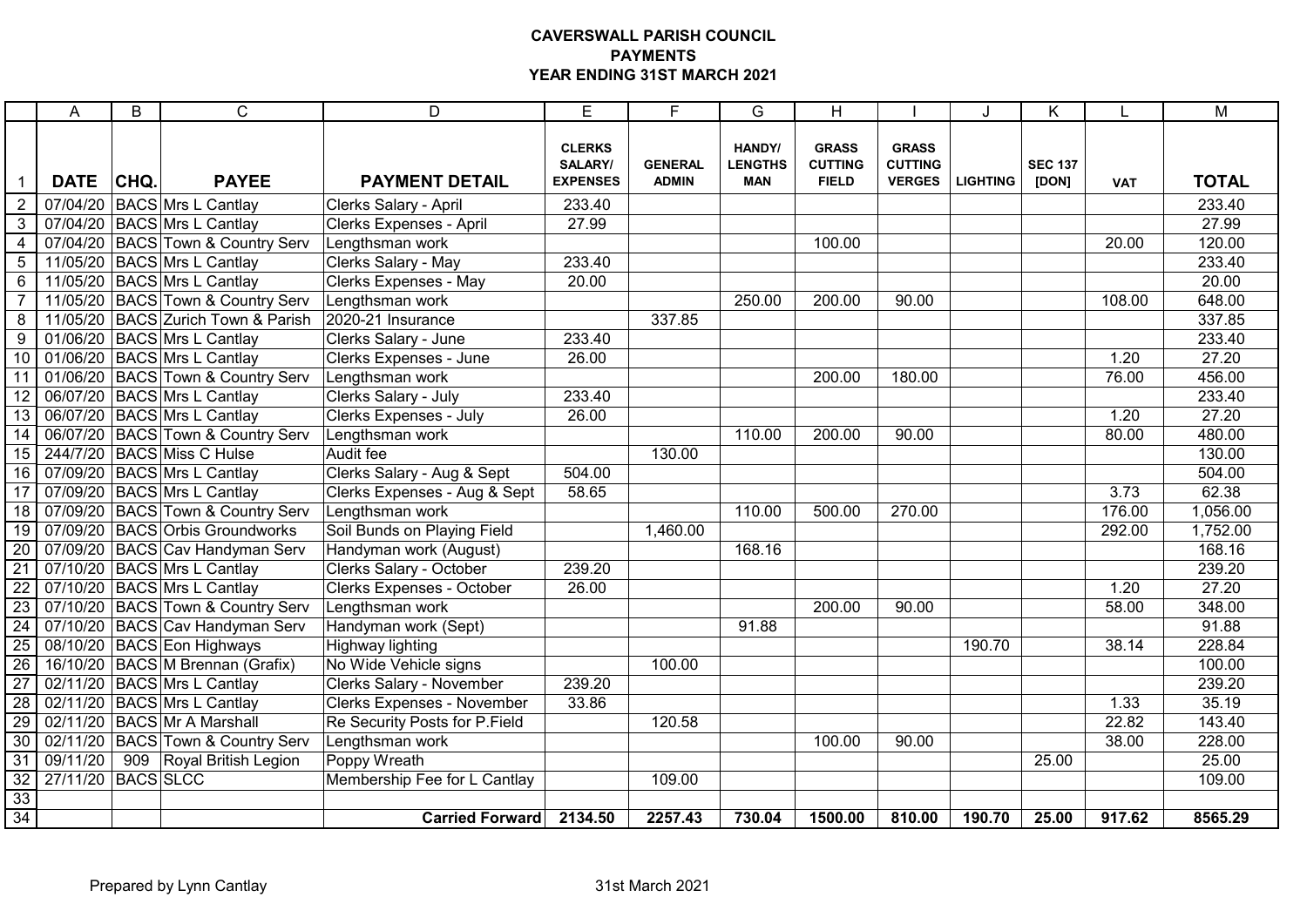# CAVERSWALL PARISH COUNCIL
## PAYMENTS
## YEAR ENDING 31ST MARCH 2021

| | A | B | C | D | E | F | G | H | I | J | K | L | M |
|---|---|---|---|---|---|---|---|---|---|---|---|---|---|
| 1 | **DATE** | **CHQ.** | **PAYEE** | **PAYMENT DETAIL** | **CLERKS SALARY/ EXPENSES** | **GENERAL ADMIN** | **HANDY/ LENGTHS MAN** | **GRASS CUTTING FIELD** | **GRASS CUTTING VERGES** | **LIGHTING** | **SEC 137 [DON]** | **VAT** | **TOTAL** |
| 2 | 07/04/20 | BACS | Mrs L Cantlay | Clerks Salary - April | 233.40 | | | | | | | | 233.40 |
| 3 | 07/04/20 | BACS | Mrs L Cantlay | Clerks Expenses - April | 27.99 | | | | | | | | 27.99 |
| 4 | 07/04/20 | BACS | Town & Country Serv | Lengthsman work | | | | 100.00 | | | | 20.00 | 120.00 |
| 5 | 11/05/20 | BACS | Mrs L Cantlay | Clerks Salary - May | 233.40 | | | | | | | | 233.40 |
| 6 | 11/05/20 | BACS | Mrs L Cantlay | Clerks Expenses - May | 20.00 | | | | | | | | 20.00 |
| 7 | 11/05/20 | BACS | Town & Country Serv | Lengthsman work | | | 250.00 | 200.00 | 90.00 | | | 108.00 | 648.00 |
| 8 | 11/05/20 | BACS | Zurich Town & Parish | 2020-21 Insurance | | 337.85 | | | | | | | 337.85 |
| 9 | 01/06/20 | BACS | Mrs L Cantlay | Clerks Salary - June | 233.40 | | | | | | | | 233.40 |
| 10 | 01/06/20 | BACS | Mrs L Cantlay | Clerks Expenses - June | 26.00 | | | | | | | 1.20 | 27.20 |
| 11 | 01/06/20 | BACS | Town & Country Serv | Lengthsman work | | | | 200.00 | 180.00 | | | 76.00 | 456.00 |
| 12 | 06/07/20 | BACS | Mrs L Cantlay | Clerks Salary - July | 233.40 | | | | | | | | 233.40 |
| 13 | 06/07/20 | BACS | Mrs L Cantlay | Clerks Expenses - July | 26.00 | | | | | | | 1.20 | 27.20 |
| 14 | 06/07/20 | BACS | Town & Country Serv | Lengthsman work | | | 110.00 | 200.00 | 90.00 | | | 80.00 | 480.00 |
| 15 | 244/7/20 | BACS | Miss C Hulse | Audit fee | | 130.00 | | | | | | | 130.00 |
| 16 | 07/09/20 | BACS | Mrs L Cantlay | Clerks Salary - Aug & Sept | 504.00 | | | | | | | | 504.00 |
| 17 | 07/09/20 | BACS | Mrs L Cantlay | Clerks Expenses - Aug & Sept | 58.65 | | | | | | | 3.73 | 62.38 |
| 18 | 07/09/20 | BACS | Town & Country Serv | Lengthsman work | | | 110.00 | 500.00 | 270.00 | | | 176.00 | 1,056.00 |
| 19 | 07/09/20 | BACS | Orbis Groundworks | Soil Bunds on Playing Field | | 1,460.00 | | | | | | 292.00 | 1,752.00 |
| 20 | 07/09/20 | BACS | Cav Handyman Serv | Handyman work (August) | | | 168.16 | | | | | | 168.16 |
| 21 | 07/10/20 | BACS | Mrs L Cantlay | Clerks Salary - October | 239.20 | | | | | | | | 239.20 |
| 22 | 07/10/20 | BACS | Mrs L Cantlay | Clerks Expenses - October | 26.00 | | | | | | | 1.20 | 27.20 |
| 23 | 07/10/20 | BACS | Town & Country Serv | Lengthsman work | | | | 200.00 | 90.00 | | | 58.00 | 348.00 |
| 24 | 07/10/20 | BACS | Cav Handyman Serv | Handyman work (Sept) | | | 91.88 | | | | | | 91.88 |
| 25 | 08/10/20 | BACS | Eon Highways | Highway lighting | | | | | | 190.70 | | 38.14 | 228.84 |
| 26 | 16/10/20 | BACS | M Brennan (Grafix) | No Wide Vehicle signs | | 100.00 | | | | | | | 100.00 |
| 27 | 02/11/20 | BACS | Mrs L Cantlay | Clerks Salary - November | 239.20 | | | | | | | | 239.20 |
| 28 | 02/11/20 | BACS | Mrs L Cantlay | Clerks Expenses - November | 33.86 | | | | | | | 1.33 | 35.19 |
| 29 | 02/11/20 | BACS | Mr A Marshall | Re Security Posts for P.Field | | 120.58 | | | | | | 22.82 | 143.40 |
| 30 | 02/11/20 | BACS | Town & Country Serv | Lengthsman work | | | | 100.00 | 90.00 | | | 38.00 | 228.00 |
| 31 | 09/11/20 | 909 | Royal British Legion | Poppy Wreath | | | | | | | 25.00 | | 25.00 |
| 32 | 27/11/20 | BACS | SLCC | Membership Fee for L Cantlay | | 109.00 | | | | | | | 109.00 |
| 33 | | | | | | | | | | | | | |
| 34 | | | | **Carried Forward** | **2134.50** | **2257.43** | **730.04** | **1500.00** | **810.00** | **190.70** | **25.00** | **917.62** | **8565.29** |

Prepared by Lynn Cantlay

31st March 2021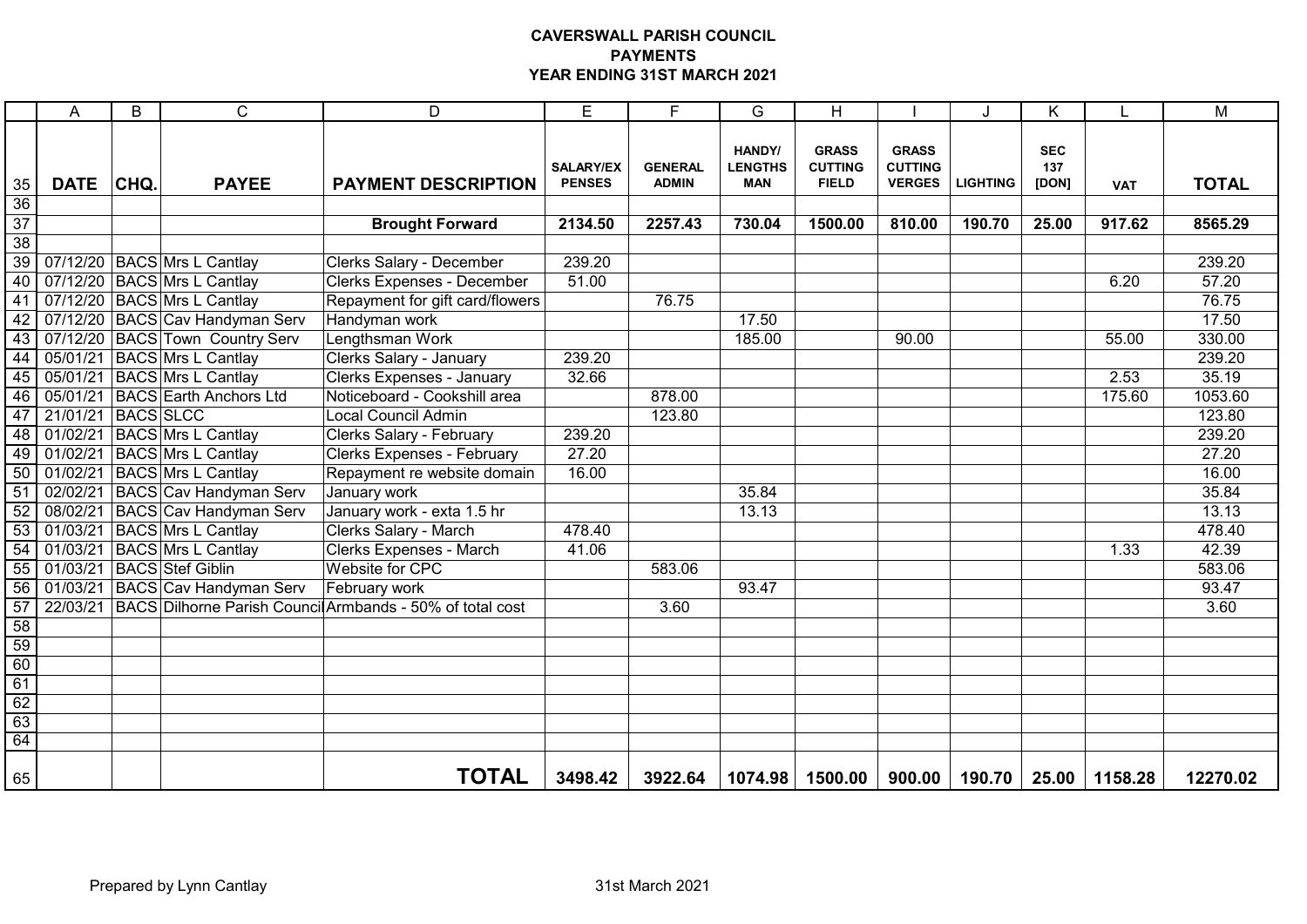# CAVERSWALL PARISH COUNCIL
## PAYMENTS
## YEAR ENDING 31ST MARCH 2021

| | A | B | C | D | E | F | G | H | I | J | K | L | M |
|---|---|---|---|---|---|---|---|---|---|---|---|---|---|
| 35 | **DATE** | **CHQ.** | **PAYEE** | **PAYMENT DESCRIPTION** | **SALARY/EXPENSES** | **GENERAL ADMIN** | **HANDY/ LENGTHSMAN** | **GRASS CUTTING FIELD** | **GRASS CUTTING VERGES** | **LIGHTING** | **SEC 137 [DON]** | **VAT** | **TOTAL** |
| 36 | | | | | | | | | | | | | |
| 37 | | | | **Brought Forward** | **2134.50** | **2257.43** | **730.04** | **1500.00** | **810.00** | **190.70** | **25.00** | **917.62** | **8565.29** |
| 38 | | | | | | | | | | | | | |
| 39 | 07/12/20 | BACS | Mrs L Cantlay | Clerks Salary - December | 239.20 | | | | | | | | 239.20 |
| 40 | 07/12/20 | BACS | Mrs L Cantlay | Clerks Expenses - December | 51.00 | | | | | | | 6.20 | 57.20 |
| 41 | 07/12/20 | BACS | Mrs L Cantlay | Repayment for gift card/flowers | | 76.75 | | | | | | | 76.75 |
| 42 | 07/12/20 | BACS | Cav Handyman Serv | Handyman work | | | 17.50 | | | | | | 17.50 |
| 43 | 07/12/20 | BACS | Town Country Serv | Lengthsman Work | | | 185.00 | | 90.00 | | | 55.00 | 330.00 |
| 44 | 05/01/21 | BACS | Mrs L Cantlay | Clerks Salary - January | 239.20 | | | | | | | | 239.20 |
| 45 | 05/01/21 | BACS | Mrs L Cantlay | Clerks Expenses - January | 32.66 | | | | | | | 2.53 | 35.19 |
| 46 | 05/01/21 | BACS | Earth Anchors Ltd | Noticeboard - Cookshill area | | 878.00 | | | | | | 175.60 | 1053.60 |
| 47 | 21/01/21 | BACS | SLCC | Local Council Admin | | 123.80 | | | | | | | 123.80 |
| 48 | 01/02/21 | BACS | Mrs L Cantlay | Clerks Salary - February | 239.20 | | | | | | | | 239.20 |
| 49 | 01/02/21 | BACS | Mrs L Cantlay | Clerks Expenses - February | 27.20 | | | | | | | | 27.20 |
| 50 | 01/02/21 | BACS | Mrs L Cantlay | Repayment re website domain | 16.00 | | | | | | | | 16.00 |
| 51 | 02/02/21 | BACS | Cav Handyman Serv | January work | | | 35.84 | | | | | | 35.84 |
| 52 | 08/02/21 | BACS | Cav Handyman Serv | January work - exta 1.5 hr | | | 13.13 | | | | | | 13.13 |
| 53 | 01/03/21 | BACS | Mrs L Cantlay | Clerks Salary - March | 478.40 | | | | | | | | 478.40 |
| 54 | 01/03/21 | BACS | Mrs L Cantlay | Clerks Expenses - March | 41.06 | | | | | | | 1.33 | 42.39 |
| 55 | 01/03/21 | BACS | Stef Giblin | Website for CPC | | 583.06 | | | | | | | 583.06 |
| 56 | 01/03/21 | BACS | Cav Handyman Serv | February work | | | 93.47 | | | | | | 93.47 |
| 57 | 22/03/21 | BACS | Dilhorne Parish Council | Armbands - 50% of total cost | | 3.60 | | | | | | | 3.60 |
| 58 | | | | | | | | | | | | | |
| 59 | | | | | | | | | | | | | |
| 60 | | | | | | | | | | | | | |
| 61 | | | | | | | | | | | | | |
| 62 | | | | | | | | | | | | | |
| 63 | | | | | | | | | | | | | |
| 64 | | | | | | | | | | | | | |
| 65 | | | | **TOTAL** | **3498.42** | **3922.64** | **1074.98** | **1500.00** | **900.00** | **190.70** | **25.00** | **1158.28** | **12270.02** |

Prepared by Lynn Cantlay

31st March 2021